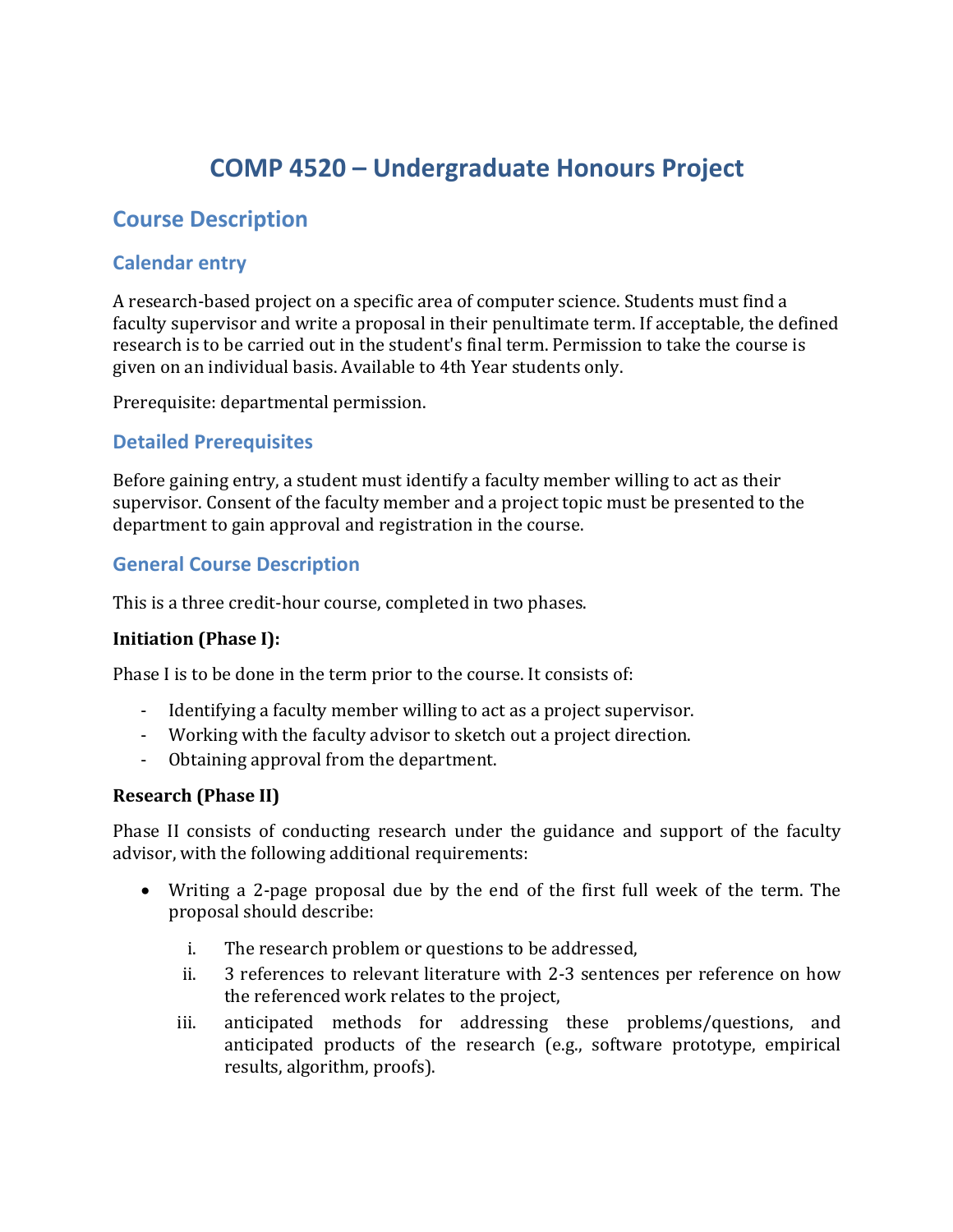# COMP 4520 – Undergraduate Honours Project

## Course Description

### Calendar entry

A research-based project on a specific area of computer science. Students must find a faculty supervisor and write a proposal in their penultimate term. If acceptable, the defined research is to be carried out in the student's final term. Permission to take the course is given on an individual basis. Available to 4th Year students only.

Prerequisite: departmental permission.

### Detailed Prerequisites

Before gaining entry, a student must identify a faculty member willing to act as their supervisor. Consent of the faculty member and a project topic must be presented to the department to gain approval and registration in the course.

### General Course Description

This is a three credit-hour course, completed in two phases.

**Initiation (Phase I):**

Phase I is to be done in the term prior to the course. It consists of:

- Identifying a faculty member willing to act as a project supervisor.
- Working with the faculty advisor to sketch out a project direction.
- Obtaining approval from the department.

**Research (Phase II)**

Phase II consists of conducting research under the guidance and support of the faculty advisor, with the following additional requirements:

- Writing a 2-page proposal due by the end of the first full week of the term. The proposal should describe:
    i. The research problem or questions to be addressed,
    ii. 3 references to relevant literature with 2-3 sentences per reference on how the referenced work relates to the project,
    iii. anticipated methods for addressing these problems/questions, and anticipated products of the research (e.g., software prototype, empirical results, algorithm, proofs).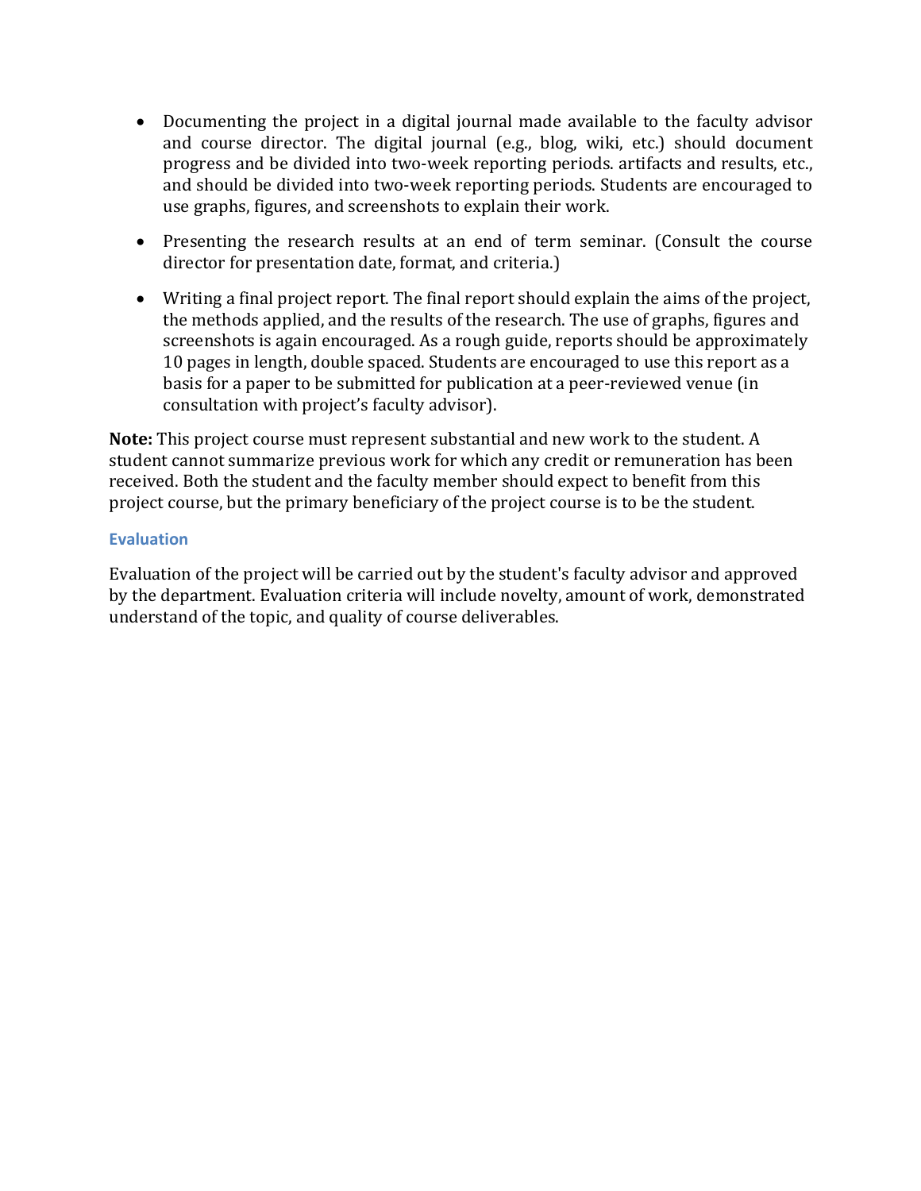- Documenting the project in a digital journal made available to the faculty advisor and course director. The digital journal (e.g., blog, wiki, etc.) should document progress and be divided into two-week reporting periods. artifacts and results, etc., and should be divided into two-week reporting periods. Students are encouraged to use graphs, figures, and screenshots to explain their work.

- Presenting the research results at an end of term seminar. (Consult the course director for presentation date, format, and criteria.)

- Writing a final project report. The final report should explain the aims of the project, the methods applied, and the results of the research. The use of graphs, figures and screenshots is again encouraged. As a rough guide, reports should be approximately 10 pages in length, double spaced. Students are encouraged to use this report as a basis for a paper to be submitted for publication at a peer-reviewed venue (in consultation with project's faculty advisor).

**Note:** This project course must represent substantial and new work to the student. A student cannot summarize previous work for which any credit or remuneration has been received. Both the student and the faculty member should expect to benefit from this project course, but the primary beneficiary of the project course is to be the student.

### Evaluation

Evaluation of the project will be carried out by the student's faculty advisor and approved by the department. Evaluation criteria will include novelty, amount of work, demonstrated understand of the topic, and quality of course deliverables.